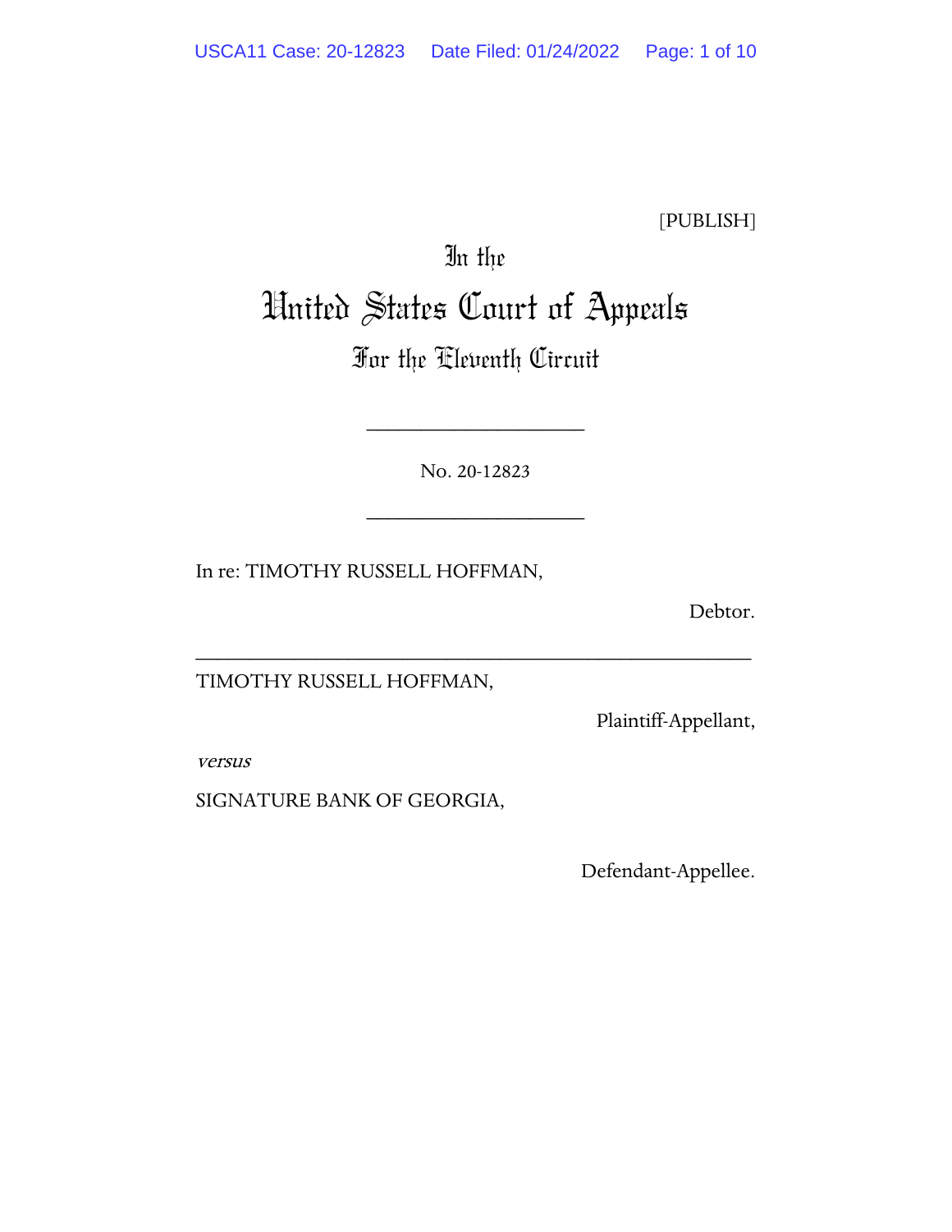[PUBLISH]

# In the United States Court of Appeals For the Eleventh Circuit

____________________

No. 20-12823

____________________

In re: TIMOTHY RUSSELL HOFFMAN,

Debtor.

____________________________________________________

TIMOTHY RUSSELL HOFFMAN,

Plaintiff-Appellant,

*versus*

SIGNATURE BANK OF GEORGIA,

Defendant-Appellee.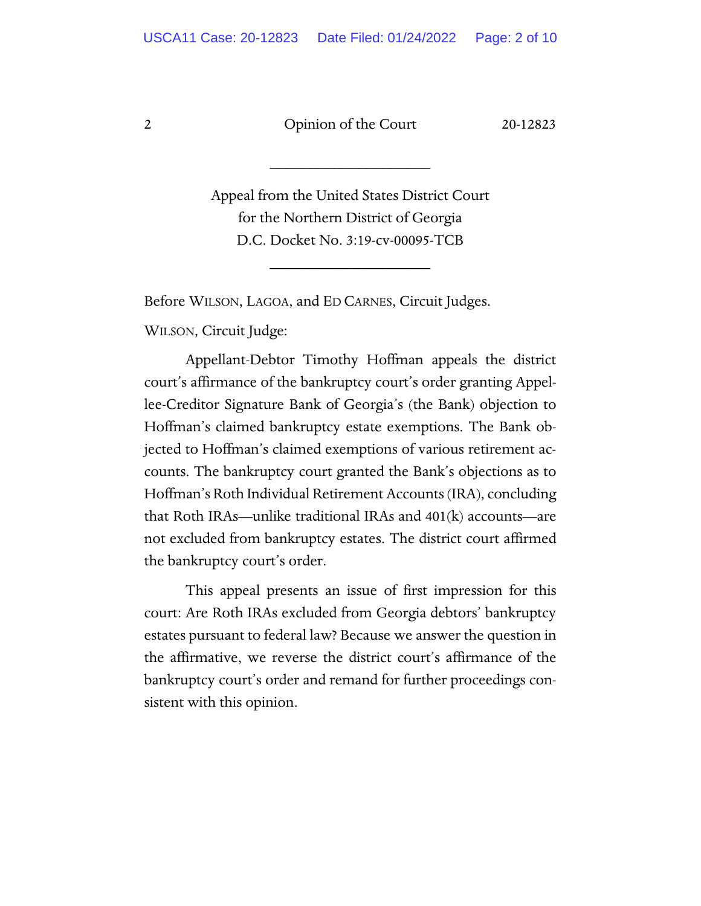---

Appeal from the United States District Court
for the Northern District of Georgia
D.C. Docket No. 3:19-cv-00095-TCB

---

Before WILSON, LAGOA, and ED CARNES, Circuit Judges.

WILSON, Circuit Judge:

Appellant-Debtor Timothy Hoffman appeals the district court's affirmance of the bankruptcy court's order granting Appellee-Creditor Signature Bank of Georgia's (the Bank) objection to Hoffman's claimed bankruptcy estate exemptions. The Bank objected to Hoffman's claimed exemptions of various retirement accounts. The bankruptcy court granted the Bank's objections as to Hoffman's Roth Individual Retirement Accounts (IRA), concluding that Roth IRAs—unlike traditional IRAs and 401(k) accounts—are not excluded from bankruptcy estates. The district court affirmed the bankruptcy court's order.

This appeal presents an issue of first impression for this court: Are Roth IRAs excluded from Georgia debtors' bankruptcy estates pursuant to federal law? Because we answer the question in the affirmative, we reverse the district court's affirmance of the bankruptcy court's order and remand for further proceedings consistent with this opinion.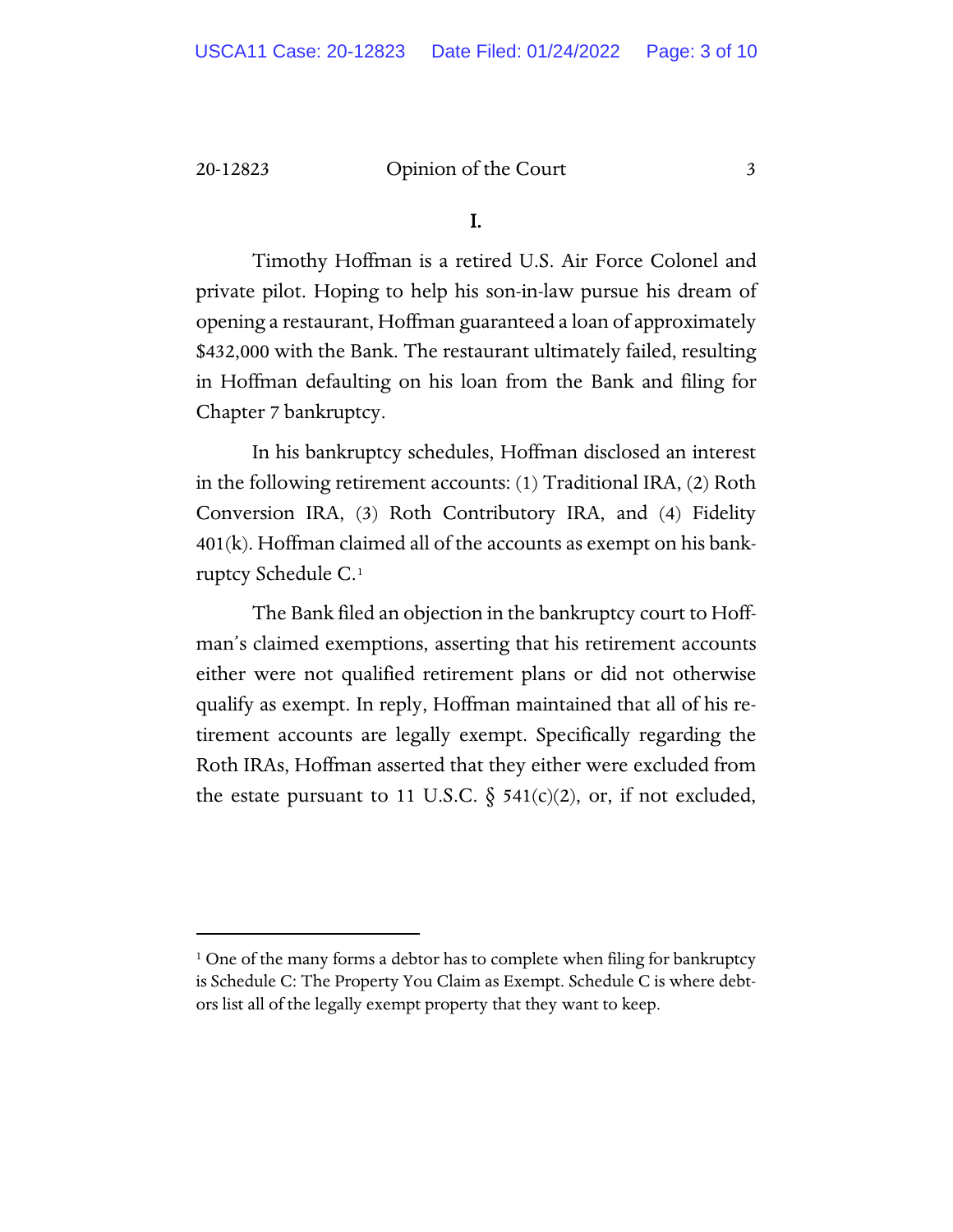## I.

Timothy Hoffman is a retired U.S. Air Force Colonel and private pilot. Hoping to help his son-in-law pursue his dream of opening a restaurant, Hoffman guaranteed a loan of approximately $432,000 with the Bank. The restaurant ultimately failed, resulting in Hoffman defaulting on his loan from the Bank and filing for Chapter 7 bankruptcy.

In his bankruptcy schedules, Hoffman disclosed an interest in the following retirement accounts: (1) Traditional IRA, (2) Roth Conversion IRA, (3) Roth Contributory IRA, and (4) Fidelity 401(k). Hoffman claimed all of the accounts as exempt on his bankruptcy Schedule C.[1]

The Bank filed an objection in the bankruptcy court to Hoffman's claimed exemptions, asserting that his retirement accounts either were not qualified retirement plans or did not otherwise qualify as exempt. In reply, Hoffman maintained that all of his retirement accounts are legally exempt. Specifically regarding the Roth IRAs, Hoffman asserted that they either were excluded from the estate pursuant to 11 U.S.C. § 541(c)(2), or, if not excluded,

---

[1] One of the many forms a debtor has to complete when filing for bankruptcy is Schedule C: The Property You Claim as Exempt. Schedule C is where debtors list all of the legally exempt property that they want to keep.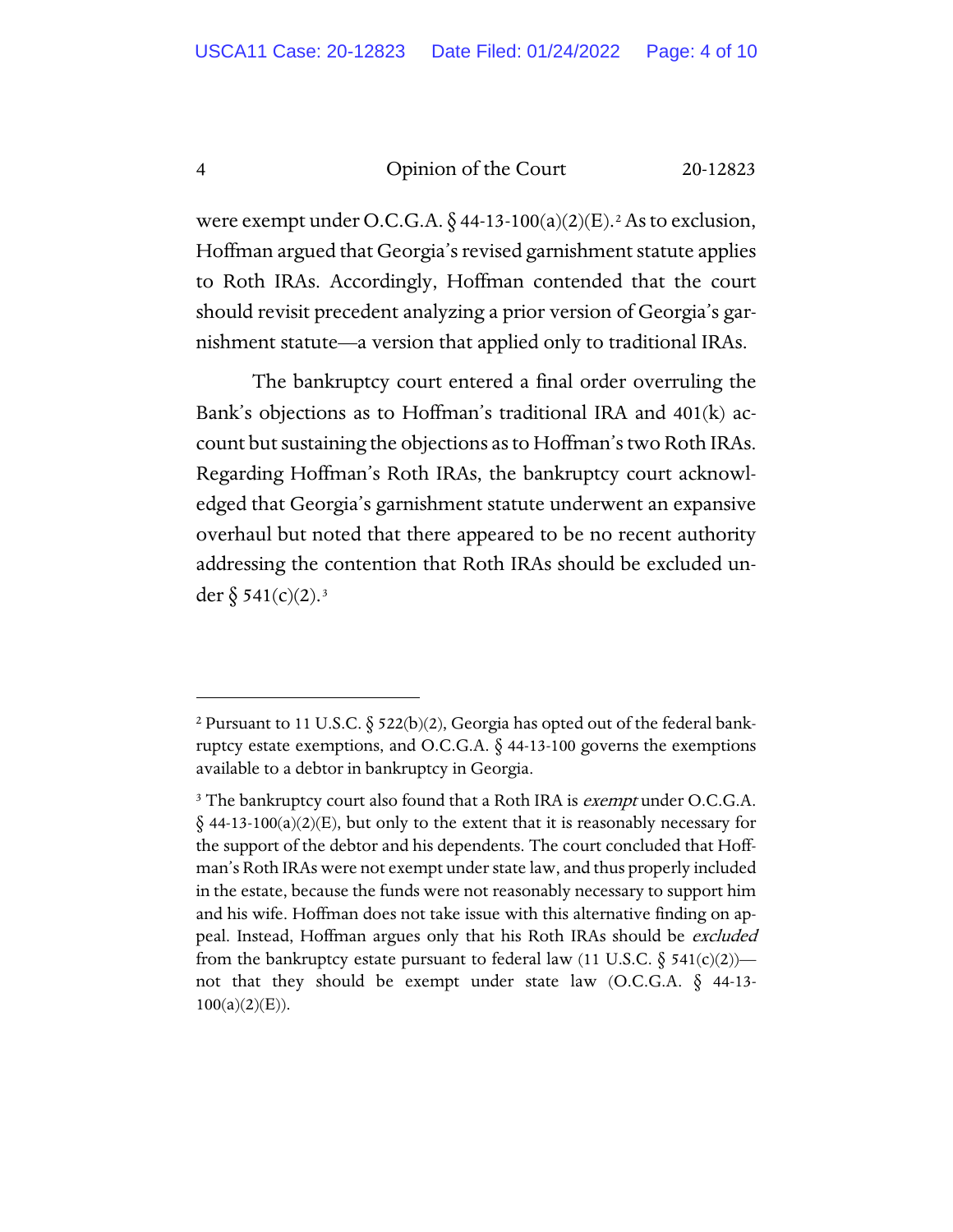were exempt under O.C.G.A. § 44-13-100(a)(2)(E).[2] As to exclusion, Hoffman argued that Georgia's revised garnishment statute applies to Roth IRAs. Accordingly, Hoffman contended that the court should revisit precedent analyzing a prior version of Georgia's garnishment statute—a version that applied only to traditional IRAs.

The bankruptcy court entered a final order overruling the Bank's objections as to Hoffman's traditional IRA and 401(k) account but sustaining the objections as to Hoffman's two Roth IRAs. Regarding Hoffman's Roth IRAs, the bankruptcy court acknowledged that Georgia's garnishment statute underwent an expansive overhaul but noted that there appeared to be no recent authority addressing the contention that Roth IRAs should be excluded under § 541(c)(2).[3]

---

[2] Pursuant to 11 U.S.C. § 522(b)(2), Georgia has opted out of the federal bankruptcy estate exemptions, and O.C.G.A. § 44-13-100 governs the exemptions available to a debtor in bankruptcy in Georgia.

[3] The bankruptcy court also found that a Roth IRA is *exempt* under O.C.G.A. § 44-13-100(a)(2)(E), but only to the extent that it is reasonably necessary for the support of the debtor and his dependents. The court concluded that Hoffman's Roth IRAs were not exempt under state law, and thus properly included in the estate, because the funds were not reasonably necessary to support him and his wife. Hoffman does not take issue with this alternative finding on appeal. Instead, Hoffman argues only that his Roth IRAs should be *excluded* from the bankruptcy estate pursuant to federal law (11 U.S.C. § 541(c)(2))—not that they should be exempt under state law (O.C.G.A. § 44-13-100(a)(2)(E)).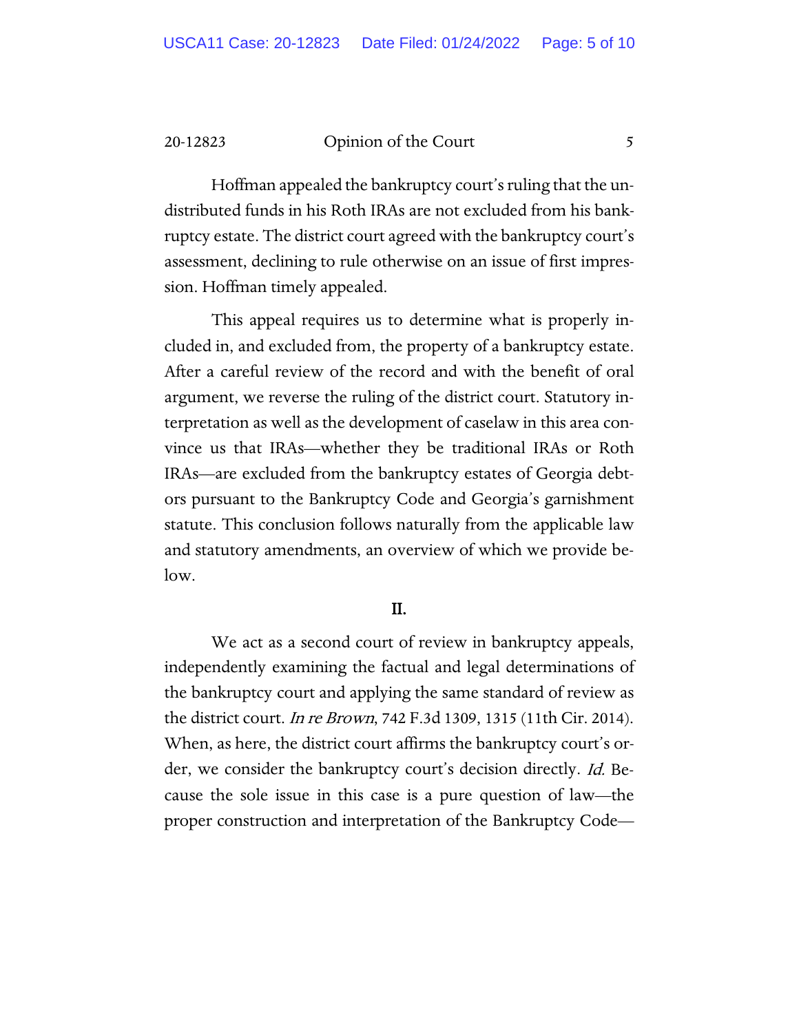Hoffman appealed the bankruptcy court's ruling that the undistributed funds in his Roth IRAs are not excluded from his bankruptcy estate. The district court agreed with the bankruptcy court's assessment, declining to rule otherwise on an issue of first impression. Hoffman timely appealed.

This appeal requires us to determine what is properly included in, and excluded from, the property of a bankruptcy estate. After a careful review of the record and with the benefit of oral argument, we reverse the ruling of the district court. Statutory interpretation as well as the development of caselaw in this area convince us that IRAs—whether they be traditional IRAs or Roth IRAs—are excluded from the bankruptcy estates of Georgia debtors pursuant to the Bankruptcy Code and Georgia's garnishment statute. This conclusion follows naturally from the applicable law and statutory amendments, an overview of which we provide below.

## II.

We act as a second court of review in bankruptcy appeals, independently examining the factual and legal determinations of the bankruptcy court and applying the same standard of review as the district court. *In re Brown*, 742 F.3d 1309, 1315 (11th Cir. 2014). When, as here, the district court affirms the bankruptcy court's order, we consider the bankruptcy court's decision directly. *Id.* Because the sole issue in this case is a pure question of law—the proper construction and interpretation of the Bankruptcy Code—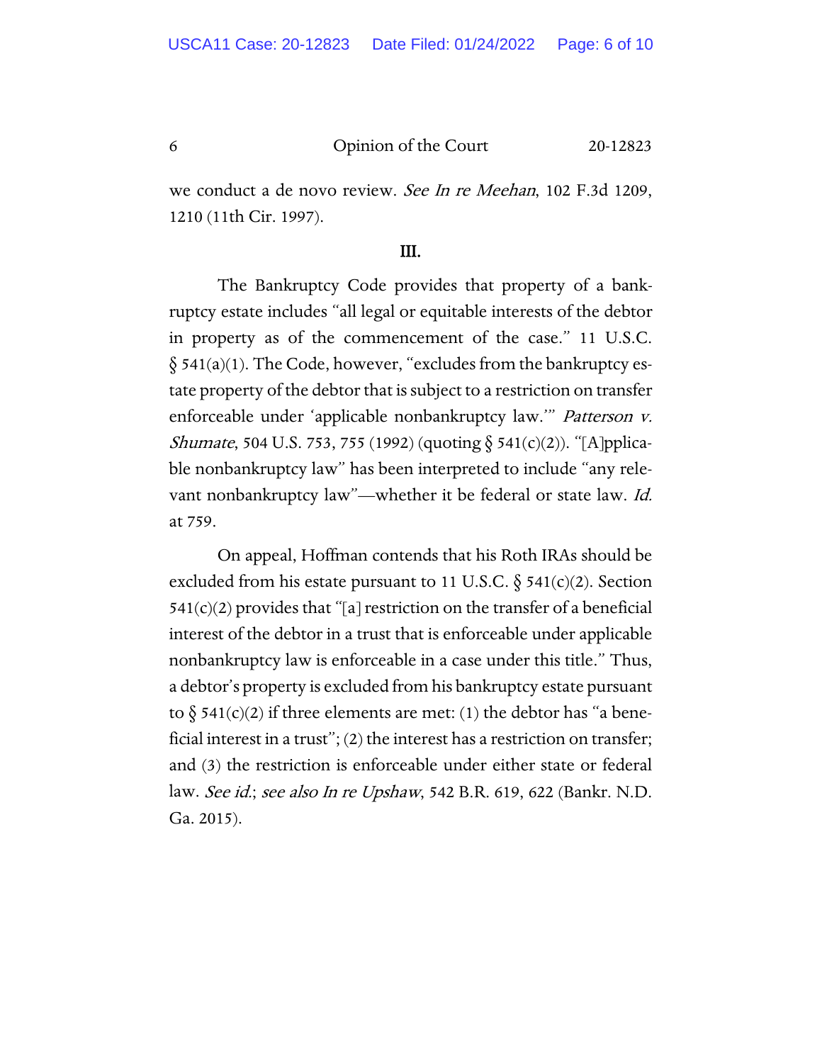we conduct a de novo review. *See In re Meehan*, 102 F.3d 1209, 1210 (11th Cir. 1997).

## III.

The Bankruptcy Code provides that property of a bankruptcy estate includes "all legal or equitable interests of the debtor in property as of the commencement of the case." 11 U.S.C. § 541(a)(1). The Code, however, "excludes from the bankruptcy estate property of the debtor that is subject to a restriction on transfer enforceable under 'applicable nonbankruptcy law.'" *Patterson v. Shumate*, 504 U.S. 753, 755 (1992) (quoting § 541(c)(2)). "[A]pplicable nonbankruptcy law" has been interpreted to include "any relevant nonbankruptcy law"—whether it be federal or state law. *Id.* at 759.

On appeal, Hoffman contends that his Roth IRAs should be excluded from his estate pursuant to 11 U.S.C. § 541(c)(2). Section 541(c)(2) provides that "[a] restriction on the transfer of a beneficial interest of the debtor in a trust that is enforceable under applicable nonbankruptcy law is enforceable in a case under this title." Thus, a debtor's property is excluded from his bankruptcy estate pursuant to § 541(c)(2) if three elements are met: (1) the debtor has "a beneficial interest in a trust"; (2) the interest has a restriction on transfer; and (3) the restriction is enforceable under either state or federal law. *See id.*; *see also In re Upshaw*, 542 B.R. 619, 622 (Bankr. N.D. Ga. 2015).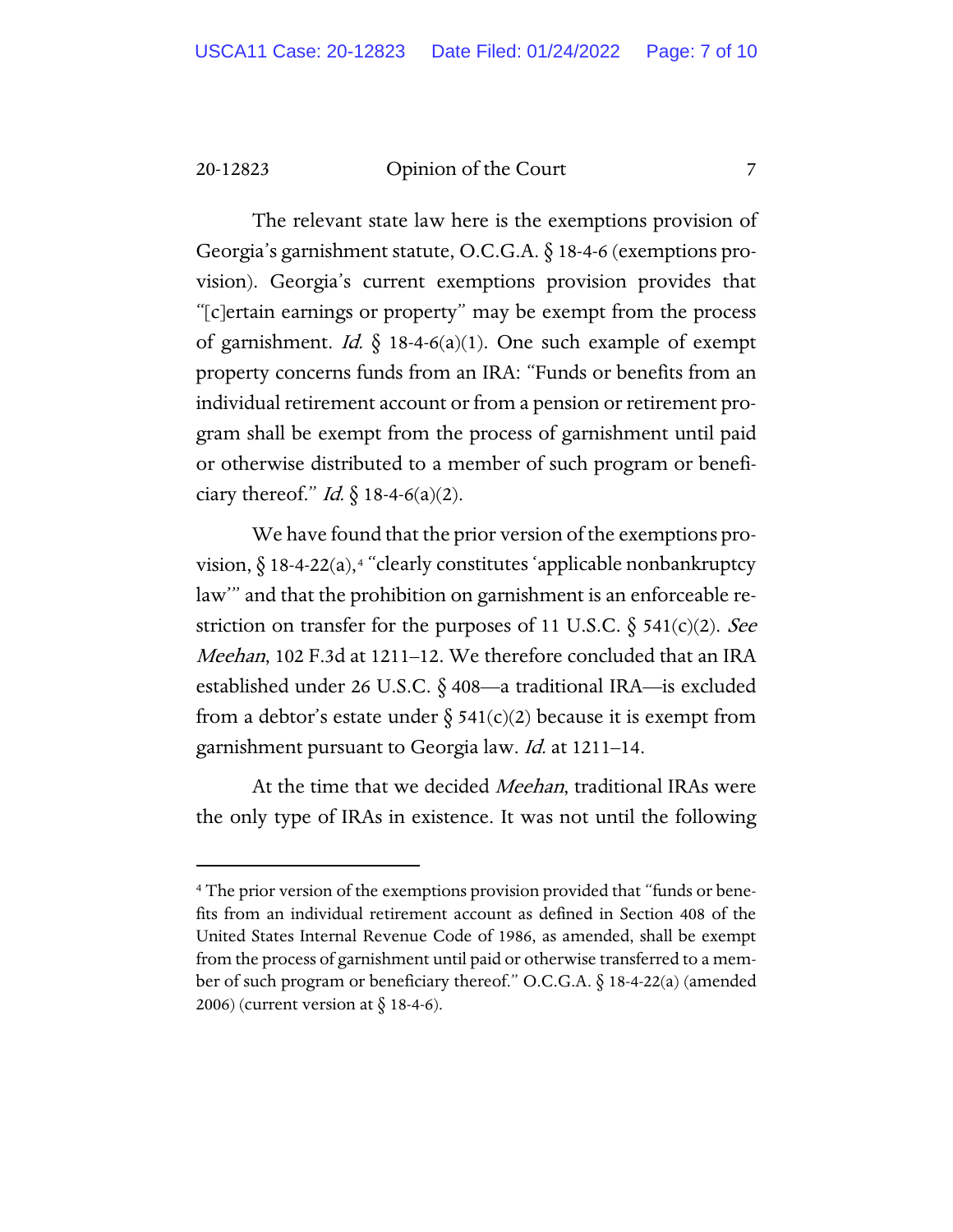The relevant state law here is the exemptions provision of Georgia's garnishment statute, O.C.G.A. § 18-4-6 (exemptions provision). Georgia's current exemptions provision provides that "[c]ertain earnings or property" may be exempt from the process of garnishment. *Id.* § 18-4-6(a)(1). One such example of exempt property concerns funds from an IRA: "Funds or benefits from an individual retirement account or from a pension or retirement program shall be exempt from the process of garnishment until paid or otherwise distributed to a member of such program or beneficiary thereof." *Id.* § 18-4-6(a)(2).

We have found that the prior version of the exemptions provision, § 18-4-22(a),[4] "clearly constitutes 'applicable nonbankruptcy law'" and that the prohibition on garnishment is an enforceable restriction on transfer for the purposes of 11 U.S.C. § 541(c)(2). *See Meehan*, 102 F.3d at 1211–12. We therefore concluded that an IRA established under 26 U.S.C. § 408—a traditional IRA—is excluded from a debtor's estate under § 541(c)(2) because it is exempt from garnishment pursuant to Georgia law. *Id.* at 1211–14.

At the time that we decided *Meehan*, traditional IRAs were the only type of IRAs in existence. It was not until the following

[4] The prior version of the exemptions provision provided that "funds or benefits from an individual retirement account as defined in Section 408 of the United States Internal Revenue Code of 1986, as amended, shall be exempt from the process of garnishment until paid or otherwise transferred to a member of such program or beneficiary thereof." O.C.G.A. § 18-4-22(a) (amended 2006) (current version at § 18-4-6).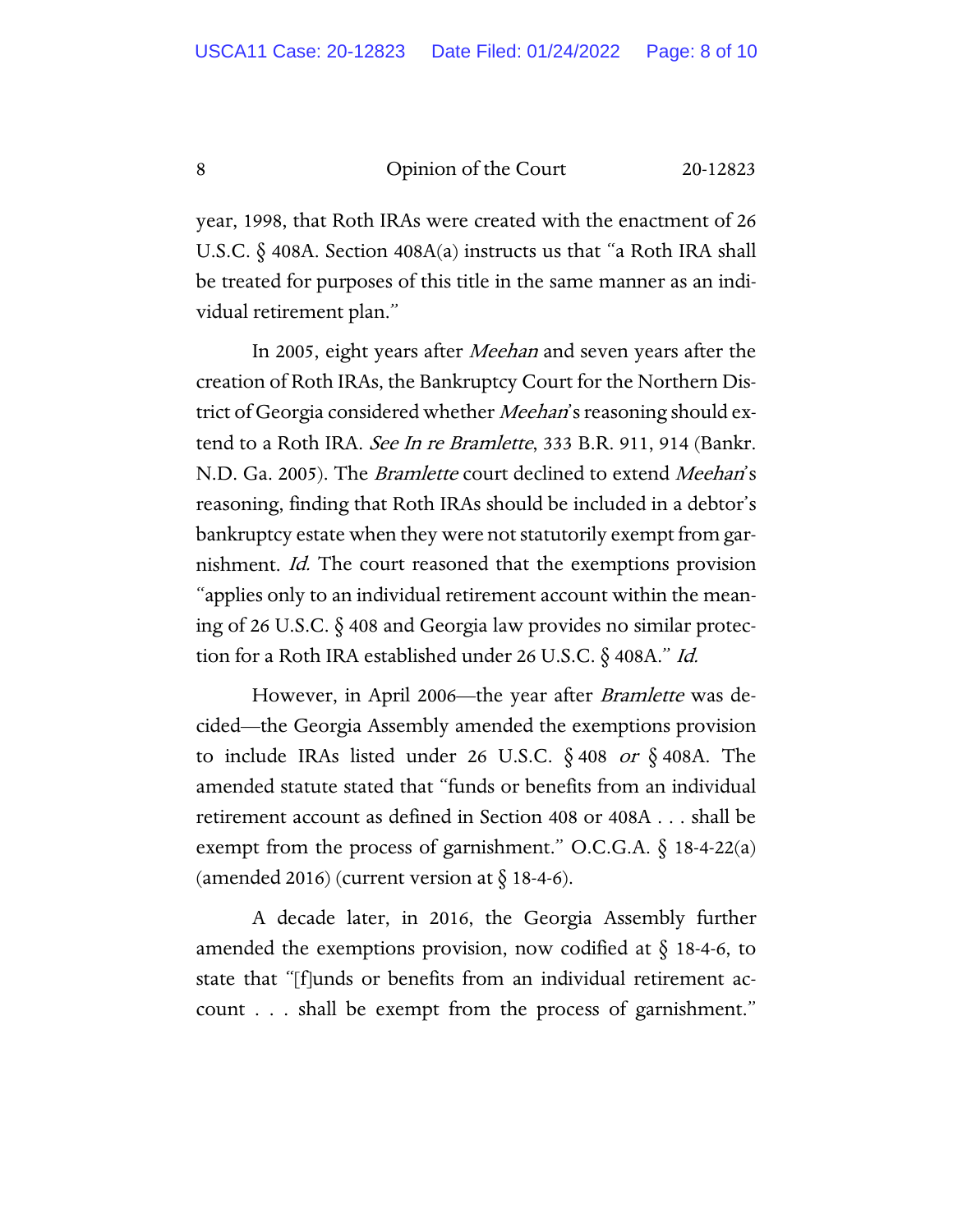year, 1998, that Roth IRAs were created with the enactment of 26 U.S.C. § 408A. Section 408A(a) instructs us that "a Roth IRA shall be treated for purposes of this title in the same manner as an individual retirement plan."

In 2005, eight years after *Meehan* and seven years after the creation of Roth IRAs, the Bankruptcy Court for the Northern District of Georgia considered whether *Meehan*'s reasoning should extend to a Roth IRA. *See In re Bramlette*, 333 B.R. 911, 914 (Bankr. N.D. Ga. 2005). The *Bramlette* court declined to extend *Meehan*'s reasoning, finding that Roth IRAs should be included in a debtor's bankruptcy estate when they were not statutorily exempt from garnishment. *Id.* The court reasoned that the exemptions provision "applies only to an individual retirement account within the meaning of 26 U.S.C. § 408 and Georgia law provides no similar protection for a Roth IRA established under 26 U.S.C. § 408A." *Id.*

However, in April 2006—the year after *Bramlette* was decided—the Georgia Assembly amended the exemptions provision to include IRAs listed under 26 U.S.C. § 408 *or* § 408A. The amended statute stated that "funds or benefits from an individual retirement account as defined in Section 408 or 408A . . . shall be exempt from the process of garnishment." O.C.G.A. § 18-4-22(a) (amended 2016) (current version at § 18-4-6).

A decade later, in 2016, the Georgia Assembly further amended the exemptions provision, now codified at § 18-4-6, to state that "[f]unds or benefits from an individual retirement account . . . shall be exempt from the process of garnishment."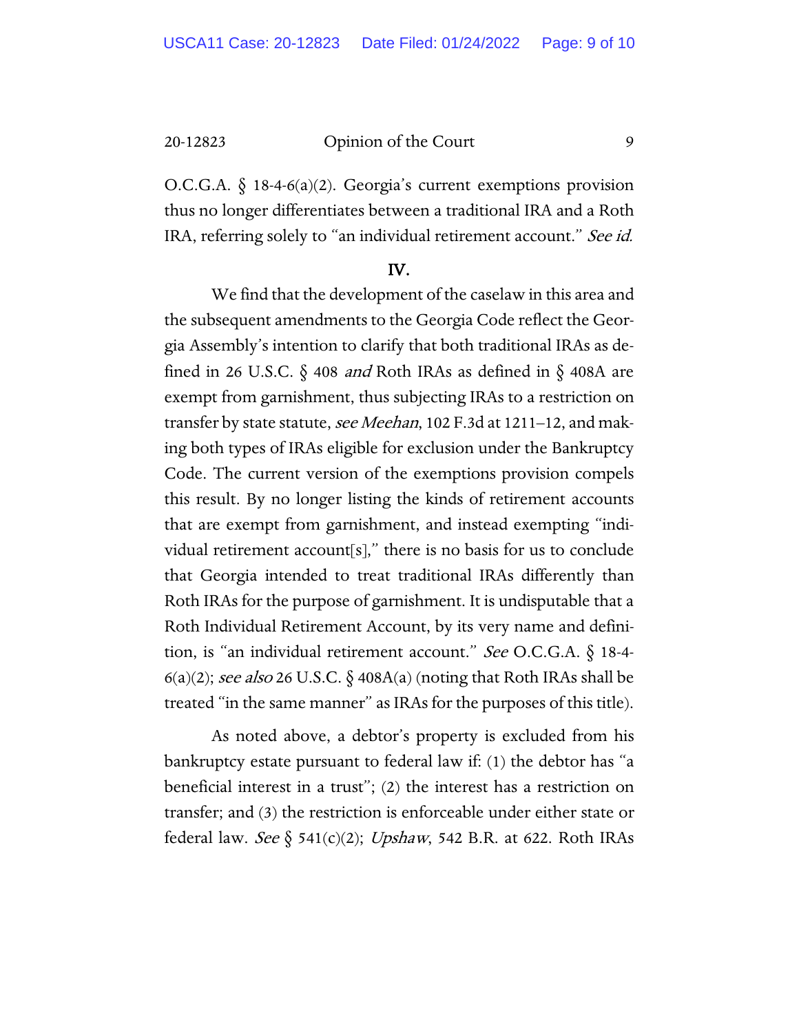O.C.G.A. § 18-4-6(a)(2). Georgia's current exemptions provision thus no longer differentiates between a traditional IRA and a Roth IRA, referring solely to "an individual retirement account." *See id.*

## IV.

We find that the development of the caselaw in this area and the subsequent amendments to the Georgia Code reflect the Georgia Assembly's intention to clarify that both traditional IRAs as defined in 26 U.S.C. § 408 *and* Roth IRAs as defined in § 408A are exempt from garnishment, thus subjecting IRAs to a restriction on transfer by state statute, *see Meehan*, 102 F.3d at 1211–12, and making both types of IRAs eligible for exclusion under the Bankruptcy Code. The current version of the exemptions provision compels this result. By no longer listing the kinds of retirement accounts that are exempt from garnishment, and instead exempting "individual retirement account[s]," there is no basis for us to conclude that Georgia intended to treat traditional IRAs differently than Roth IRAs for the purpose of garnishment. It is undisputable that a Roth Individual Retirement Account, by its very name and definition, is "an individual retirement account." *See* O.C.G.A. § 18-4-6(a)(2); *see also* 26 U.S.C. § 408A(a) (noting that Roth IRAs shall be treated "in the same manner" as IRAs for the purposes of this title).

As noted above, a debtor's property is excluded from his bankruptcy estate pursuant to federal law if: (1) the debtor has "a beneficial interest in a trust"; (2) the interest has a restriction on transfer; and (3) the restriction is enforceable under either state or federal law. *See* § 541(c)(2); *Upshaw*, 542 B.R. at 622. Roth IRAs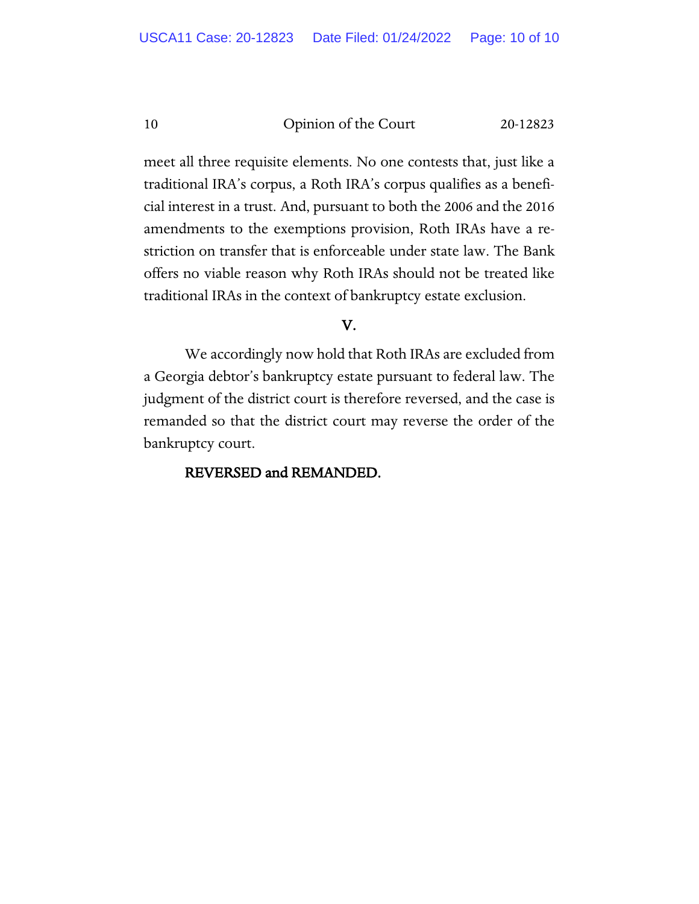meet all three requisite elements. No one contests that, just like a traditional IRA's corpus, a Roth IRA's corpus qualifies as a beneficial interest in a trust. And, pursuant to both the 2006 and the 2016 amendments to the exemptions provision, Roth IRAs have a restriction on transfer that is enforceable under state law. The Bank offers no viable reason why Roth IRAs should not be treated like traditional IRAs in the context of bankruptcy estate exclusion.

## V.

We accordingly now hold that Roth IRAs are excluded from a Georgia debtor's bankruptcy estate pursuant to federal law. The judgment of the district court is therefore reversed, and the case is remanded so that the district court may reverse the order of the bankruptcy court.

**REVERSED and REMANDED.**